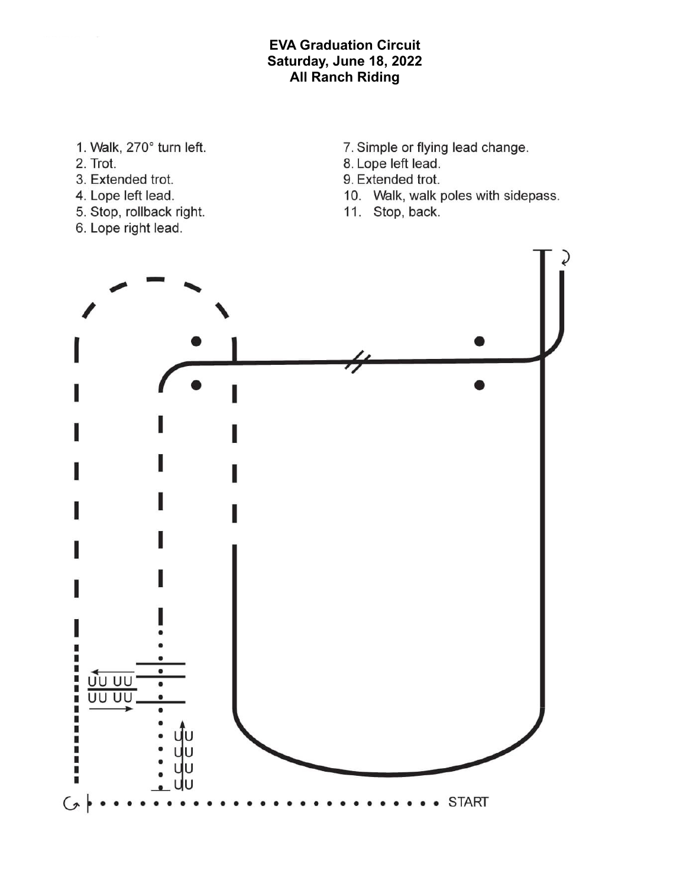**EVA Graduation Circuit**
**Saturday, June 18, 2022**
**All Ranch Riding**

1. Walk, 270° turn left.
2. Trot.
3. Extended trot.
4. Lope left lead.
5. Stop, rollback right.
6. Lope right lead.
7. Simple or flying lead change.
8. Lope left lead.
9. Extended trot.
10. Walk, walk poles with sidepass.
11. Stop, back.

START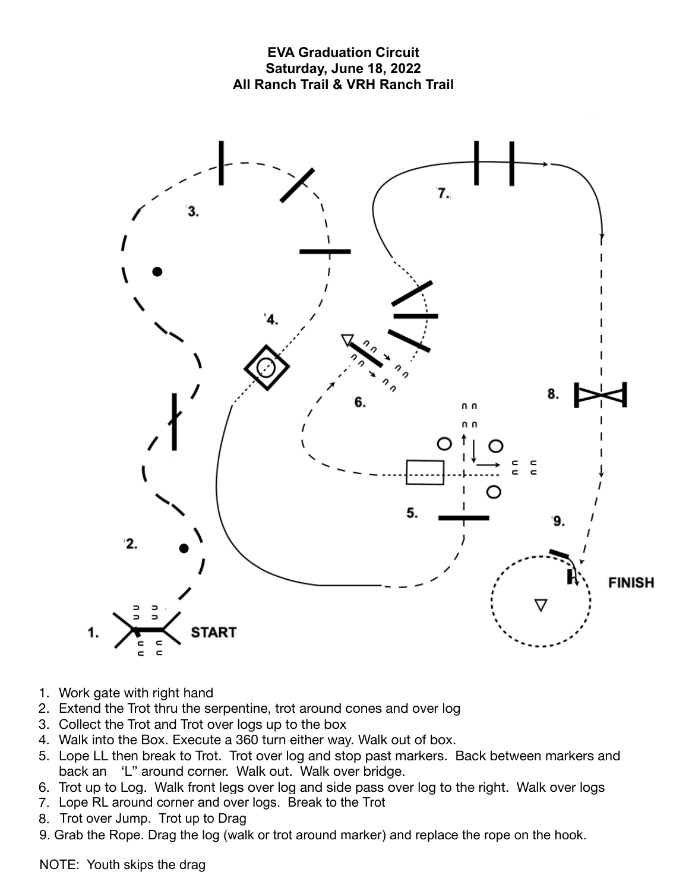# EVA Graduation Circuit

## Saturday, June 18, 2022

## All Ranch Trail & VRH Ranch Trail

1. Work gate with right hand
2. Extend the Trot thru the serpentine, trot around cones and over log
3. Collect the Trot and Trot over logs up to the box
4. Walk into the Box. Execute a 360 turn either way. Walk out of box.
5. Lope LL then break to Trot. Trot over log and stop past markers. Back between markers and back an 'L" around corner. Walk out. Walk over bridge.
6. Trot up to Log. Walk front legs over log and side pass over log to the right. Walk over logs
7. Lope RL around corner and over logs. Break to the Trot
8. Trot over Jump. Trot up to Drag
9. Grab the Rope. Drag the log (walk or trot around marker) and replace the rope on the hook.

NOTE: Youth skips the drag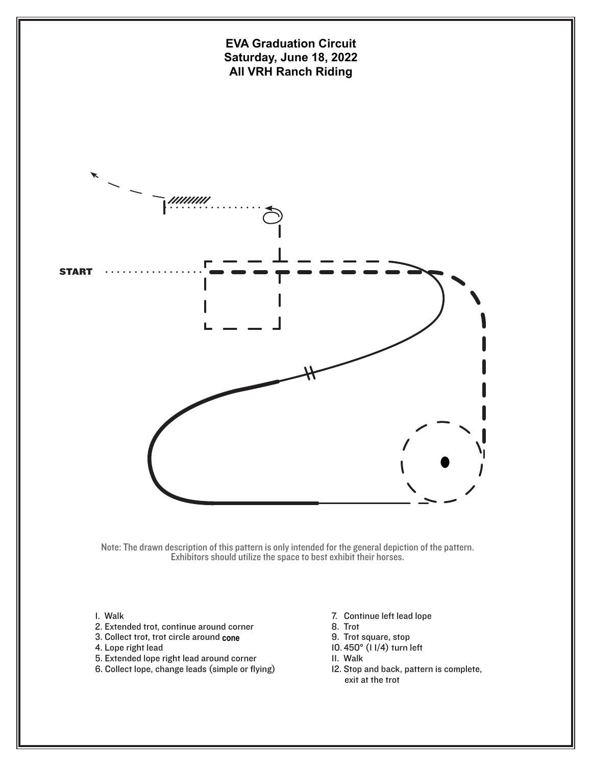# EVA Graduation Circuit
# Saturday, June 18, 2022
# All VRH Ranch Riding

START

Note: The drawn description of this pattern is only intended for the general depiction of the pattern. Exhibitors should utilize the space to best exhibit their horses.

1. Walk
2. Extended trot, continue around corner
3. Collect trot, trot circle around cone
4. Lope right lead
5. Extended lope right lead around corner
6. Collect lope, change leads (simple or flying)
7. Continue left lead lope
8. Trot
9. Trot square, stop
10. 450° (1 1/4) turn left
11. Walk
12. Stop and back, pattern is complete, exit at the trot